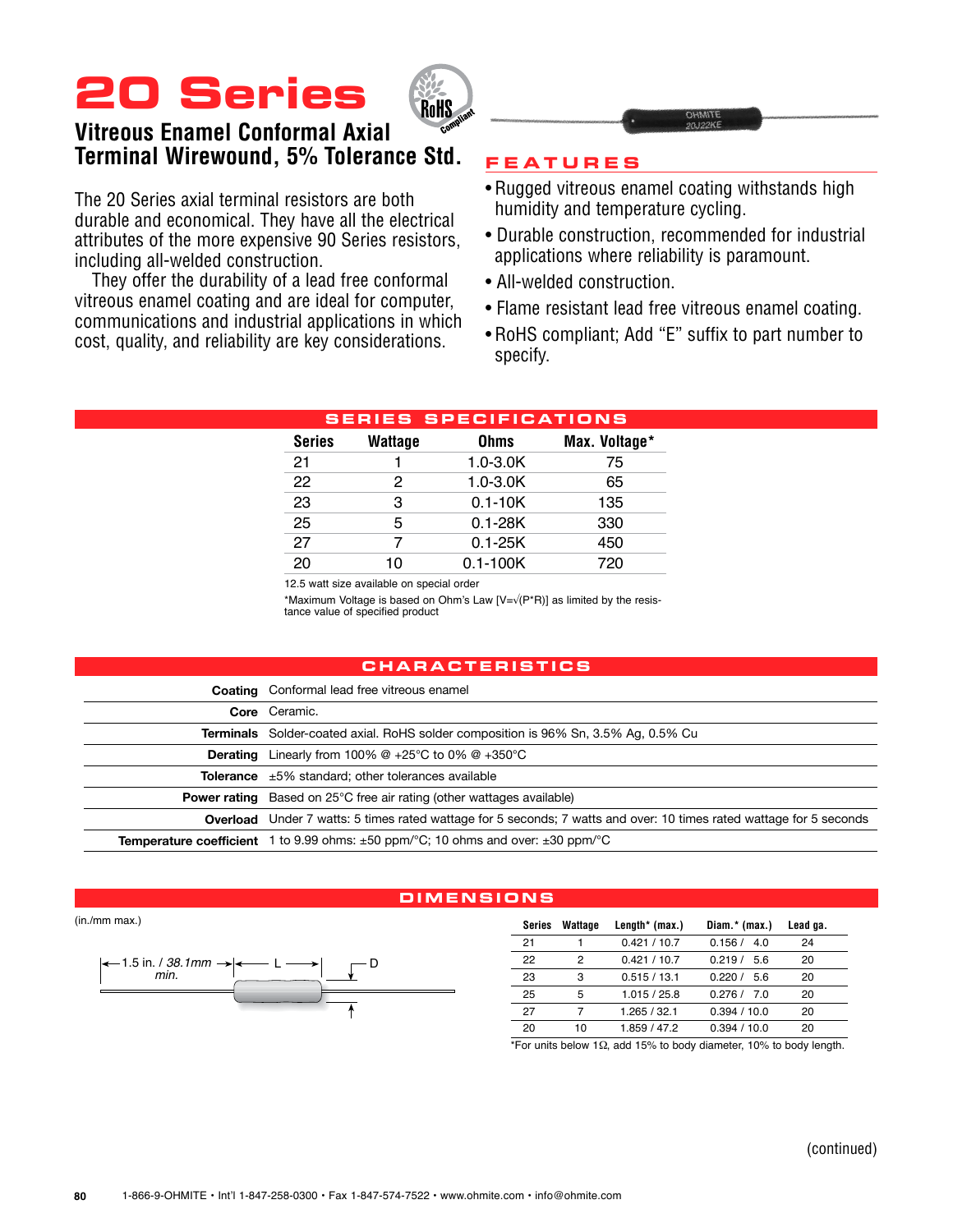# 20 Series

## Vitreous Enamel Conformal Axial Terminal Wirewound, 5% Tolerance Std.

The 20 Series axial terminal resistors are both durable and economical. They have all the electrical attributes of the more expensive 90 Series resistors, including all-welded construction.

They offer the durability of a lead free conformal vitreous enamel coating and are ideal for computer, communications and industrial applications in which cost, quality, and reliability are key considerations.

## FEATURES

- Rugged vitreous enamel coating withstands high humidity and temperature cycling.
- Durable construction, recommended for industrial applications where reliability is paramount.
- All-welded construction.
- Flame resistant lead free vitreous enamel coating.
- RoHS compliant; Add “E” suffix to part number to specify.

## SERIES SPECIFICATIONS

| Series | Wattage | Ohms | Max. Voltage* |
|---|---|---|---|
| 21 | 1 | 1.0-3.0K | 75 |
| 22 | 2 | 1.0-3.0K | 65 |
| 23 | 3 | 0.1-10K | 135 |
| 25 | 5 | 0.1-28K | 330 |
| 27 | 7 | 0.1-25K | 450 |
| 20 | 10 | 0.1-100K | 720 |

12.5 watt size available on special order

*Maximum Voltage is based on Ohm’s Law [$V=\sqrt{(P*R)}$] as limited by the resistance value of specified product

## CHARACTERISTICS

| | |
|---|---|
| **Coating** | Conformal lead free vitreous enamel |
| **Core** | Ceramic. |
| **Terminals** | Solder-coated axial. RoHS solder composition is 96% Sn, 3.5% Ag, 0.5% Cu |
| **Derating** | Linearly from 100% @ +25°C to 0% @ +350°C |
| **Tolerance** | ±5% standard; other tolerances available |
| **Power rating** | Based on 25°C free air rating (other wattages available) |
| **Overload** | Under 7 watts: 5 times rated wattage for 5 seconds; 7 watts and over: 10 times rated wattage for 5 seconds |
| **Temperature coefficient** | 1 to 9.99 ohms: ±50 ppm/°C; 10 ohms and over: ±30 ppm/°C |

## DIMENSIONS

(in./mm max.)

1.5 in. / *38.1mm min.* — L — D

| Series | Wattage | Length* (max.) | Diam.* (max.) | Lead ga. |
|---|---|---|---|---|
| 21 | 1 | 0.421 / 10.7 | 0.156 / 4.0 | 24 |
| 22 | 2 | 0.421 / 10.7 | 0.219 / 5.6 | 20 |
| 23 | 3 | 0.515 / 13.1 | 0.220 / 5.6 | 20 |
| 25 | 5 | 1.015 / 25.8 | 0.276 / 7.0 | 20 |
| 27 | 7 | 1.265 / 32.1 | 0.394 / 10.0 | 20 |
| 20 | 10 | 1.859 / 47.2 | 0.394 / 10.0 | 20 |

*For units below 1Ω, add 15% to body diameter, 10% to body length.

(continued)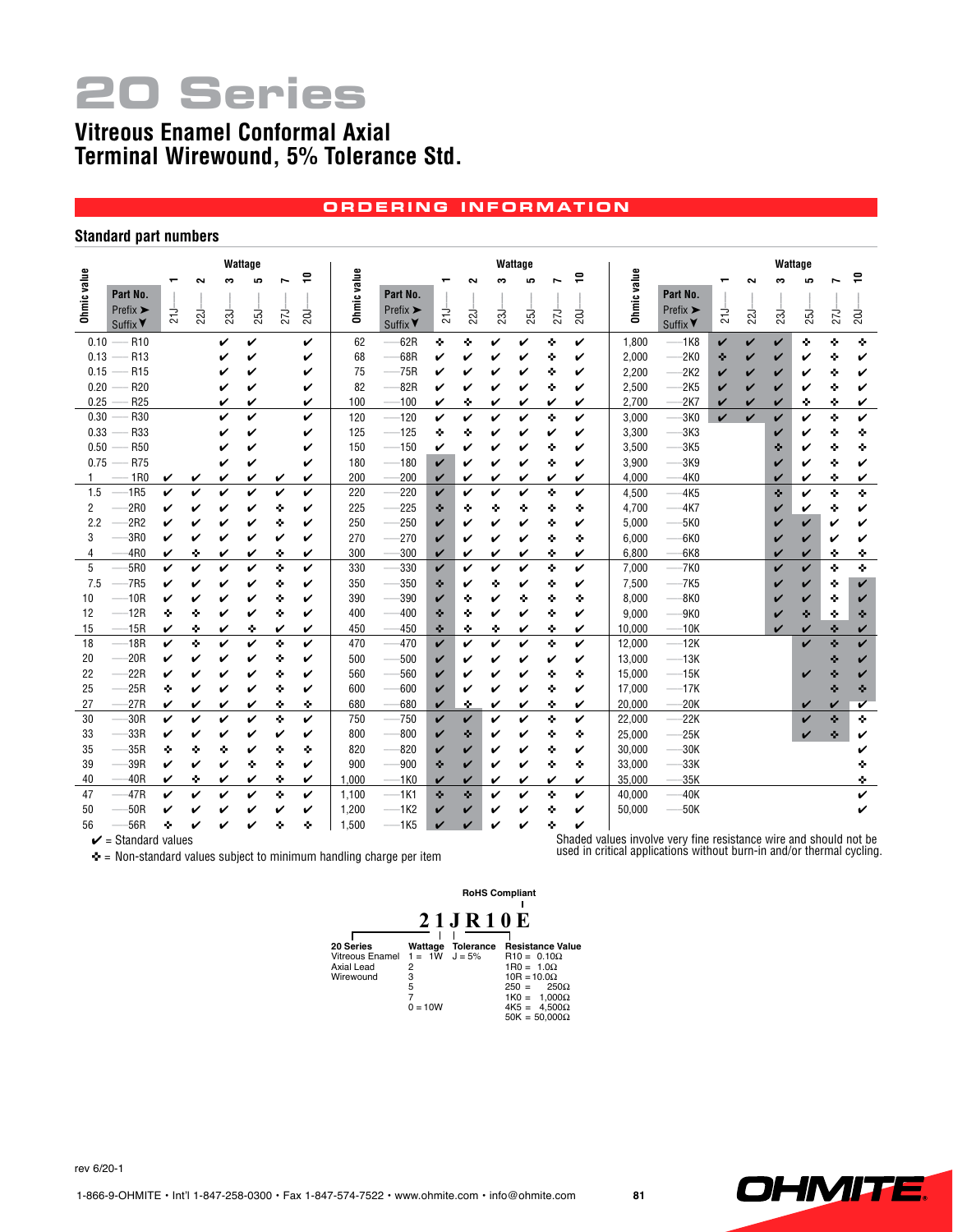# 20 Series

## Vitreous Enamel Conformal Axial Terminal Wirewound, 5% Tolerance Std.

### ORDERING INFORMATION

**Standard part numbers**

| Ohmic value | Part No. Prefix ➤ Suffix ▼ | 1 (21J) | 2 (22J) | 3 (23J) | 5 (25J) | 7 (27J) | 10 (20J) |
|---|---|---|---|---|---|---|---|
| | | Wattage | | | | | |
| 0.10 | R10 | | | ✔ | ✔ | | ✔ |
| 0.13 | R13 | | | ✔ | ✔ | | ✔ |
| 0.15 | R15 | | | ✔ | ✔ | | ✔ |
| 0.20 | R20 | | | ✔ | ✔ | | ✔ |
| 0.25 | R25 | | | ✔ | ✔ | | ✔ |
| 0.30 | R30 | | | ✔ | ✔ | | ✔ |
| 0.33 | R33 | | | ✔ | ✔ | | ✔ |
| 0.50 | R50 | | | ✔ | ✔ | | ✔ |
| 0.75 | R75 | | | ✔ | ✔ | | ✔ |
| 1 | 1R0 | ✔ | ✔ | ✔ | ✔ | ✔ | ✔ |
| 1.5 | 1R5 | ✔ | ✔ | ✔ | ✔ | ✔ | ✔ |
| 2 | 2R0 | ✔ | ✔ | ✔ | ✔ | ✣ | ✔ |
| 2.2 | 2R2 | ✔ | ✔ | ✔ | ✔ | ✣ | ✔ |
| 3 | 3R0 | ✔ | ✔ | ✔ | ✔ | ✔ | ✔ |
| 4 | 4R0 | ✔ | ✣ | ✔ | ✔ | ✣ | ✔ |
| 5 | 5R0 | ✔ | ✔ | ✔ | ✔ | ✣ | ✔ |
| 7.5 | 7R5 | ✔ | ✔ | ✔ | ✔ | ✣ | ✔ |
| 10 | 10R | ✔ | ✔ | ✔ | ✔ | ✣ | ✔ |
| 12 | 12R | ✣ | ✣ | ✔ | ✔ | ✣ | ✔ |
| 15 | 15R | ✔ | ✣ | ✔ | ✣ | ✔ | ✔ |
| 18 | 18R | ✔ | ✣ | ✔ | ✔ | ✣ | ✔ |
| 20 | 20R | ✔ | ✔ | ✔ | ✔ | ✣ | ✔ |
| 22 | 22R | ✔ | ✔ | ✔ | ✔ | ✣ | ✔ |
| 25 | 25R | ✣ | ✔ | ✔ | ✔ | ✣ | ✔ |
| 27 | 27R | ✔ | ✔ | ✔ | ✔ | ✣ | ✣ |
| 30 | 30R | ✔ | ✔ | ✔ | ✔ | ✣ | ✔ |
| 33 | 33R | ✔ | ✔ | ✔ | ✔ | ✔ | ✔ |
| 35 | 35R | ✣ | ✣ | ✣ | ✔ | ✣ | ✣ |
| 39 | 39R | ✔ | ✔ | ✔ | ✣ | ✣ | ✔ |
| 40 | 40R | ✔ | ✣ | ✔ | ✔ | ✣ | ✔ |
| 47 | 47R | ✔ | ✔ | ✔ | ✔ | ✣ | ✔ |
| 50 | 50R | ✔ | ✔ | ✔ | ✔ | ✔ | ✔ |
| 56 | 56R | ✣ | ✔ | ✔ | ✔ | ✣ | ✣ |
| 62 | 62R | ✣ | ✣ | ✔ | ✔ | ✣ | ✔ |
| 68 | 68R | ✔ | ✔ | ✔ | ✔ | ✣ | ✔ |
| 75 | 75R | ✔ | ✔ | ✔ | ✔ | ✣ | ✔ |
| 82 | 82R | ✔ | ✔ | ✔ | ✔ | ✣ | ✔ |
| 100 | 100 | ✔ | ✣ | ✔ | ✔ | ✔ | ✔ |
| 120 | 120 | ✔ | ✔ | ✔ | ✔ | ✣ | ✔ |
| 125 | 125 | ✣ | ✣ | ✔ | ✔ | ✔ | ✔ |
| 150 | 150 | ✔ | ✔ | ✔ | ✔ | ✣ | ✔ |
| 180 | 180 | ✔ | ✔ | ✔ | ✔ | ✣ | ✔ |
| 200 | 200 | ✔ | ✔ | ✔ | ✔ | ✔ | ✔ |
| 220 | 220 | ✔ | ✔ | ✔ | ✔ | ✣ | ✔ |
| 225 | 225 | ✣ | ✣ | ✣ | ✣ | ✣ | ✣ |
| 250 | 250 | ✔ | ✔ | ✔ | ✔ | ✣ | ✔ |
| 270 | 270 | ✔ | ✔ | ✔ | ✔ | ✣ | ✣ |
| 300 | 300 | ✔ | ✔ | ✔ | ✔ | ✣ | ✔ |
| 330 | 330 | ✔ | ✔ | ✔ | ✔ | ✣ | ✔ |
| 350 | 350 | ✣ | ✔ | ✣ | ✔ | ✣ | ✔ |
| 390 | 390 | ✔ | ✣ | ✔ | ✣ | ✣ | ✣ |
| 400 | 400 | ✣ | ✣ | ✔ | ✔ | ✣ | ✔ |
| 450 | 450 | ✣ | ✣ | ✣ | ✔ | ✣ | ✔ |
| 470 | 470 | ✔ | ✔ | ✔ | ✔ | ✣ | ✔ |
| 500 | 500 | ✔ | ✔ | ✔ | ✔ | ✔ | ✔ |
| 560 | 560 | ✔ | ✔ | ✔ | ✔ | ✣ | ✣ |
| 600 | 600 | ✔ | ✔ | ✔ | ✔ | ✣ | ✔ |
| 680 | 680 | ✔ | ✣ | ✔ | ✔ | ✣ | ✔ |
| 750 | 750 | ✔ | ✔ | ✔ | ✔ | ✣ | ✔ |
| 800 | 800 | ✔ | ✣ | ✔ | ✔ | ✣ | ✣ |
| 820 | 820 | ✔ | ✔ | ✔ | ✔ | ✣ | ✔ |
| 900 | 900 | ✣ | ✔ | ✔ | ✔ | ✣ | ✣ |
| 1,000 | 1K0 | ✔ | ✔ | ✔ | ✔ | ✔ | ✔ |
| 1,100 | 1K1 | ✣ | ✣ | ✔ | ✔ | ✣ | ✔ |
| 1,200 | 1K2 | ✔ | ✔ | ✔ | ✔ | ✣ | ✔ |
| 1,500 | 1K5 | ✔ | ✔ | ✔ | ✔ | ✣ | ✔ |
| 1,800 | 1K8 | ✔ | ✔ | ✔ | ✣ | ✣ | ✣ |
| 2,000 | 2K0 | ✣ | ✔ | ✔ | ✔ | ✣ | ✔ |
| 2,200 | 2K2 | ✔ | ✔ | ✔ | ✔ | ✣ | ✔ |
| 2,500 | 2K5 | ✔ | ✔ | ✔ | ✔ | ✣ | ✔ |
| 2,700 | 2K7 | ✔ | ✔ | ✔ | ✣ | ✣ | ✔ |
| 3,000 | 3K0 | ✔ | ✔ | ✔ | ✔ | ✣ | ✔ |
| 3,300 | 3K3 | | | ✔ | ✔ | ✣ | ✣ |
| 3,500 | 3K5 | | | ✣ | ✔ | ✣ | ✣ |
| 3,900 | 3K9 | | | ✔ | ✔ | ✣ | ✔ |
| 4,000 | 4K0 | | | ✔ | ✔ | ✣ | ✔ |
| 4,500 | 4K5 | | | ✣ | ✔ | ✣ | ✣ |
| 4,700 | 4K7 | | | ✔ | ✔ | ✣ | ✔ |
| 5,000 | 5K0 | | | ✔ | ✔ | ✔ | ✔ |
| 6,000 | 6K0 | | | ✔ | ✔ | ✔ | ✔ |
| 6,800 | 6K8 | | | ✔ | ✔ | ✣ | ✣ |
| 7,000 | 7K0 | | | ✔ | ✔ | ✣ | ✣ |
| 7,500 | 7K5 | | | ✔ | ✔ | ✣ | ✔ |
| 8,000 | 8K0 | | | ✔ | ✔ | ✣ | ✔ |
| 9,000 | 9K0 | | | ✔ | ✣ | ✣ | ✣ |
| 10,000 | 10K | | | ✔ | ✔ | ✣ | ✔ |
| 12,000 | 12K | | | | ✔ | ✣ | ✔ |
| 13,000 | 13K | | | | | ✣ | ✔ |
| 15,000 | 15K | | | | ✔ | ✣ | ✔ |
| 17,000 | 17K | | | | | ✣ | ✣ |
| 20,000 | 20K | | | | ✔ | ✔ | ✔ |
| 22,000 | 22K | | | | ✔ | ✣ | ✣ |
| 25,000 | 25K | | | | ✔ | ✣ | ✔ |
| 30,000 | 30K | | | | | | ✔ |
| 33,000 | 33K | | | | | | ✣ |
| 35,000 | 35K | | | | | | ✣ |
| 40,000 | 40K | | | | | | ✔ |
| 50,000 | 50K | | | | | | ✔ |

✔ = Standard values

✣ = Non-standard values subject to minimum handling charge per item

Shaded values involve very fine resistance wire and should not be used in critical applications without burn-in and/or thermal cycling.

**2 1 J R 1 0 E**

- **20 Series**: Vitreous Enamel Axial Lead Wirewound
- **Wattage**: 1 = 1W, 2, 3, 5, 7, 0 = 10W
- **Tolerance**: J = 5%
- **Resistance Value**: R10 = 0.10Ω, 1R0 = 1.0Ω, 10R = 10.0Ω, 250 = 250Ω, 1K0 = 1,000Ω, 4K5 = 4,500Ω, 50K = 50,000Ω
- **RoHS Compliant**: E

rev 6/20-1

1-866-9-OHMITE • Int'l 1-847-258-0300 • Fax 1-847-574-7522 • www.ohmite.com • info@ohmite.com